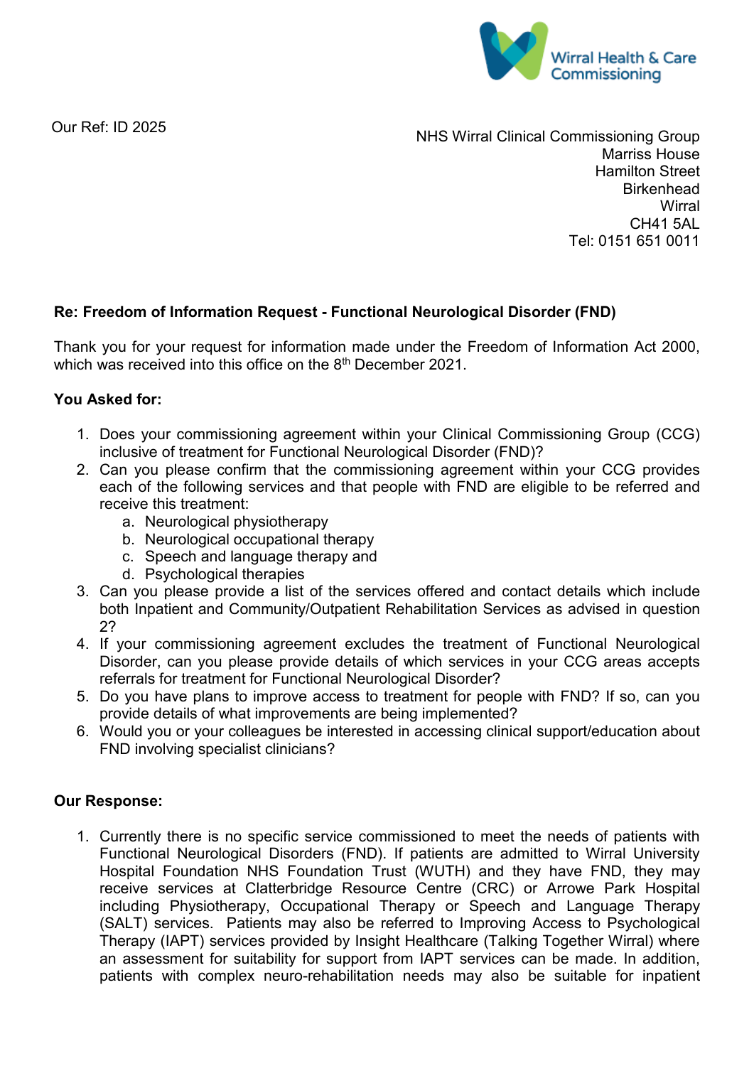Wirral Health & Care Commissioning

Our Ref: ID 2025

NHS Wirral Clinical Commissioning Group
Marriss House
Hamilton Street
Birkenhead
Wirral
CH41 5AL
Tel: 0151 651 0011

**Re: Freedom of Information Request - Functional Neurological Disorder (FND)**

Thank you for your request for information made under the Freedom of Information Act 2000, which was received into this office on the 8th December 2021.

**You Asked for:**

1. Does your commissioning agreement within your Clinical Commissioning Group (CCG) inclusive of treatment for Functional Neurological Disorder (FND)?
2. Can you please confirm that the commissioning agreement within your CCG provides each of the following services and that people with FND are eligible to be referred and receive this treatment:
   a. Neurological physiotherapy
   b. Neurological occupational therapy
   c. Speech and language therapy and
   d. Psychological therapies
3. Can you please provide a list of the services offered and contact details which include both Inpatient and Community/Outpatient Rehabilitation Services as advised in question 2?
4. If your commissioning agreement excludes the treatment of Functional Neurological Disorder, can you please provide details of which services in your CCG areas accepts referrals for treatment for Functional Neurological Disorder?
5. Do you have plans to improve access to treatment for people with FND? If so, can you provide details of what improvements are being implemented?
6. Would you or your colleagues be interested in accessing clinical support/education about FND involving specialist clinicians?

**Our Response:**

1. Currently there is no specific service commissioned to meet the needs of patients with Functional Neurological Disorders (FND). If patients are admitted to Wirral University Hospital Foundation NHS Foundation Trust (WUTH) and they have FND, they may receive services at Clatterbridge Resource Centre (CRC) or Arrowe Park Hospital including Physiotherapy, Occupational Therapy or Speech and Language Therapy (SALT) services. Patients may also be referred to Improving Access to Psychological Therapy (IAPT) services provided by Insight Healthcare (Talking Together Wirral) where an assessment for suitability for support from IAPT services can be made. In addition, patients with complex neuro-rehabilitation needs may also be suitable for inpatient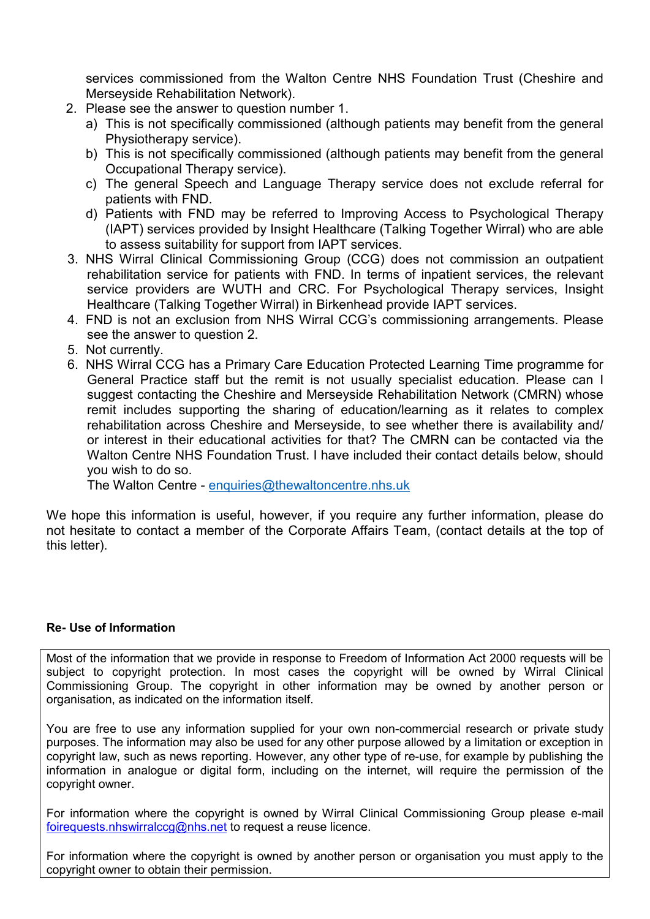services commissioned from the Walton Centre NHS Foundation Trust (Cheshire and Merseyside Rehabilitation Network).

2. Please see the answer to question number 1.
   a) This is not specifically commissioned (although patients may benefit from the general Physiotherapy service).
   b) This is not specifically commissioned (although patients may benefit from the general Occupational Therapy service).
   c) The general Speech and Language Therapy service does not exclude referral for patients with FND.
   d) Patients with FND may be referred to Improving Access to Psychological Therapy (IAPT) services provided by Insight Healthcare (Talking Together Wirral) who are able to assess suitability for support from IAPT services.
3. NHS Wirral Clinical Commissioning Group (CCG) does not commission an outpatient rehabilitation service for patients with FND. In terms of inpatient services, the relevant service providers are WUTH and CRC. For Psychological Therapy services, Insight Healthcare (Talking Together Wirral) in Birkenhead provide IAPT services.
4. FND is not an exclusion from NHS Wirral CCG's commissioning arrangements. Please see the answer to question 2.
5. Not currently.
6. NHS Wirral CCG has a Primary Care Education Protected Learning Time programme for General Practice staff but the remit is not usually specialist education. Please can I suggest contacting the Cheshire and Merseyside Rehabilitation Network (CMRN) whose remit includes supporting the sharing of education/learning as it relates to complex rehabilitation across Cheshire and Merseyside, to see whether there is availability and/ or interest in their educational activities for that? The CMRN can be contacted via the Walton Centre NHS Foundation Trust. I have included their contact details below, should you wish to do so.
   The Walton Centre - enquiries@thewaltoncentre.nhs.uk

We hope this information is useful, however, if you require any further information, please do not hesitate to contact a member of the Corporate Affairs Team, (contact details at the top of this letter).

**Re- Use of Information**

Most of the information that we provide in response to Freedom of Information Act 2000 requests will be subject to copyright protection. In most cases the copyright will be owned by Wirral Clinical Commissioning Group. The copyright in other information may be owned by another person or organisation, as indicated on the information itself.

You are free to use any information supplied for your own non-commercial research or private study purposes. The information may also be used for any other purpose allowed by a limitation or exception in copyright law, such as news reporting. However, any other type of re-use, for example by publishing the information in analogue or digital form, including on the internet, will require the permission of the copyright owner.

For information where the copyright is owned by Wirral Clinical Commissioning Group please e-mail foirequests.nhswirralccg@nhs.net to request a reuse licence.

For information where the copyright is owned by another person or organisation you must apply to the copyright owner to obtain their permission.